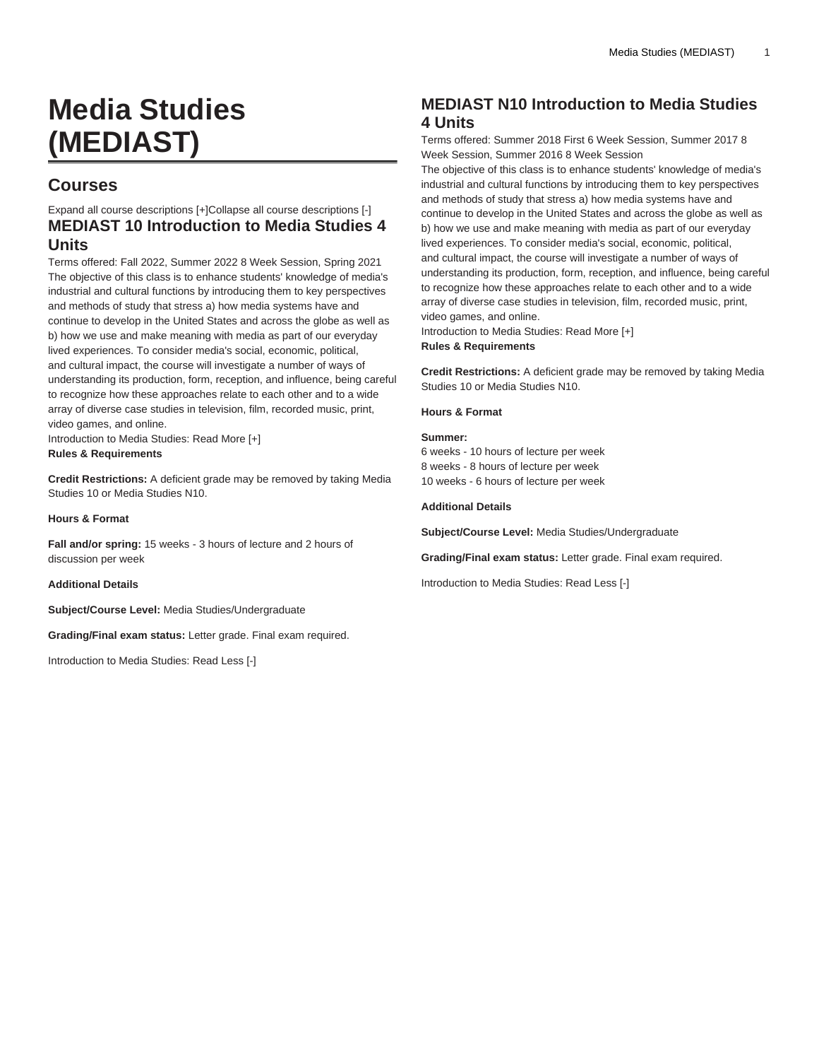# Media Studies (MEDIAST)

## Courses

Expand all course descriptions [+]Collapse all course descriptions [-]

### MEDIAST 10 Introduction to Media Studies 4 Units

Terms offered: Fall 2022, Summer 2022 8 Week Session, Spring 2021

The objective of this class is to enhance students' knowledge of media's industrial and cultural functions by introducing them to key perspectives and methods of study that stress a) how media systems have and continue to develop in the United States and across the globe as well as b) how we use and make meaning with media as part of our everyday lived experiences. To consider media's social, economic, political, and cultural impact, the course will investigate a number of ways of understanding its production, form, reception, and influence, being careful to recognize how these approaches relate to each other and to a wide array of diverse case studies in television, film, recorded music, print, video games, and online.

Introduction to Media Studies: Read More [+]

**Rules & Requirements**

**Credit Restrictions:** A deficient grade may be removed by taking Media Studies 10 or Media Studies N10.

**Hours & Format**

**Fall and/or spring:** 15 weeks - 3 hours of lecture and 2 hours of discussion per week

**Additional Details**

**Subject/Course Level:** Media Studies/Undergraduate

**Grading/Final exam status:** Letter grade. Final exam required.

Introduction to Media Studies: Read Less [-]

### MEDIAST N10 Introduction to Media Studies 4 Units

Terms offered: Summer 2018 First 6 Week Session, Summer 2017 8 Week Session, Summer 2016 8 Week Session

The objective of this class is to enhance students' knowledge of media's industrial and cultural functions by introducing them to key perspectives and methods of study that stress a) how media systems have and continue to develop in the United States and across the globe as well as b) how we use and make meaning with media as part of our everyday lived experiences. To consider media's social, economic, political, and cultural impact, the course will investigate a number of ways of understanding its production, form, reception, and influence, being careful to recognize how these approaches relate to each other and to a wide array of diverse case studies in television, film, recorded music, print, video games, and online.

Introduction to Media Studies: Read More [+]

**Rules & Requirements**

**Credit Restrictions:** A deficient grade may be removed by taking Media Studies 10 or Media Studies N10.

**Hours & Format**

**Summer:**
6 weeks - 10 hours of lecture per week
8 weeks - 8 hours of lecture per week
10 weeks - 6 hours of lecture per week

**Additional Details**

**Subject/Course Level:** Media Studies/Undergraduate

**Grading/Final exam status:** Letter grade. Final exam required.

Introduction to Media Studies: Read Less [-]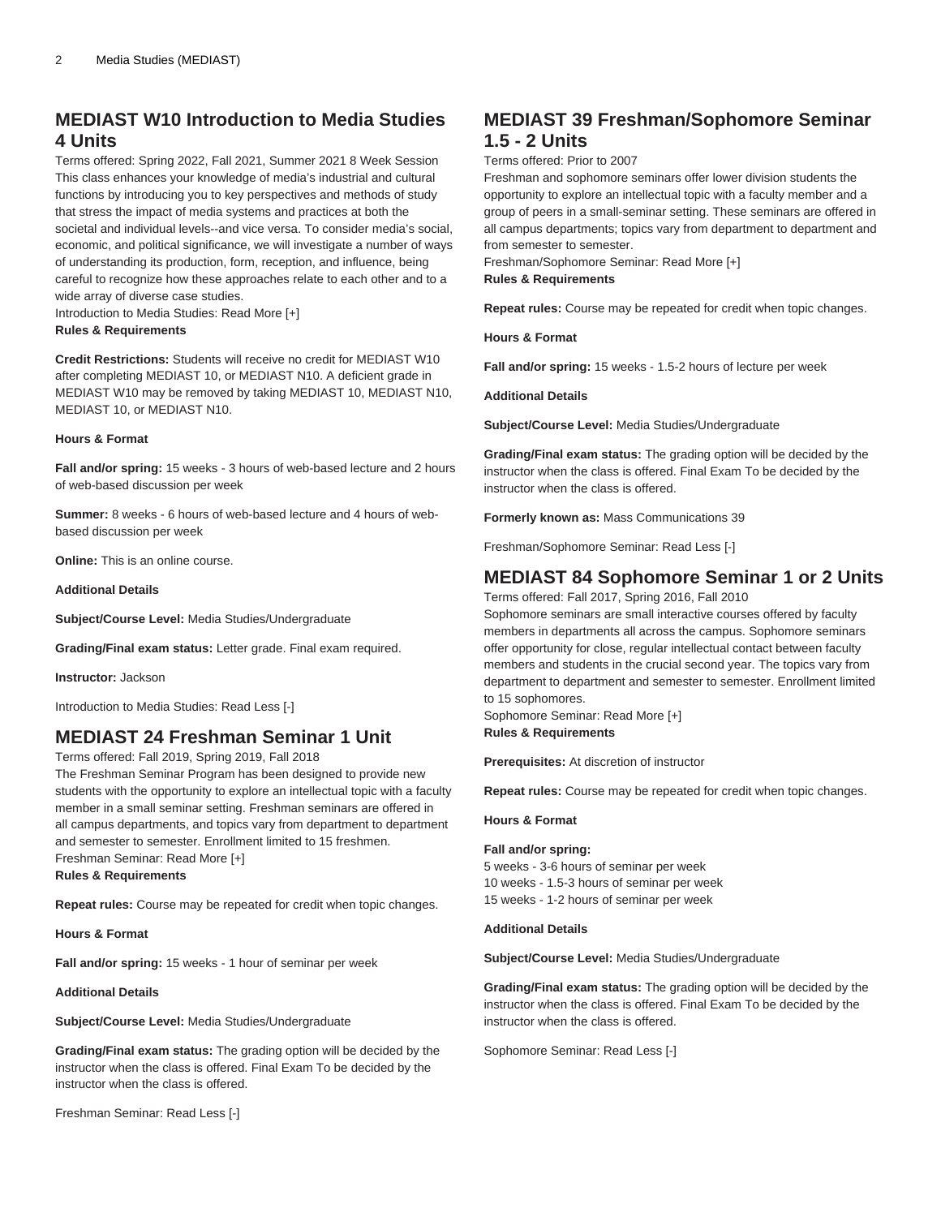## MEDIAST W10 Introduction to Media Studies 4 Units

Terms offered: Spring 2022, Fall 2021, Summer 2021 8 Week Session
This class enhances your knowledge of media's industrial and cultural functions by introducing you to key perspectives and methods of study that stress the impact of media systems and practices at both the societal and individual levels--and vice versa. To consider media's social, economic, and political significance, we will investigate a number of ways of understanding its production, form, reception, and influence, being careful to recognize how these approaches relate to each other and to a wide array of diverse case studies.
Introduction to Media Studies: Read More [+]

**Rules & Requirements**

**Credit Restrictions:** Students will receive no credit for MEDIAST W10 after completing MEDIAST 10, or MEDIAST N10. A deficient grade in MEDIAST W10 may be removed by taking MEDIAST 10, MEDIAST N10, MEDIAST 10, or MEDIAST N10.

**Hours & Format**

**Fall and/or spring:** 15 weeks - 3 hours of web-based lecture and 2 hours of web-based discussion per week

**Summer:** 8 weeks - 6 hours of web-based lecture and 4 hours of web-based discussion per week

**Online:** This is an online course.

**Additional Details**

**Subject/Course Level:** Media Studies/Undergraduate

**Grading/Final exam status:** Letter grade. Final exam required.

**Instructor:** Jackson

Introduction to Media Studies: Read Less [-]

## MEDIAST 24 Freshman Seminar 1 Unit

Terms offered: Fall 2019, Spring 2019, Fall 2018
The Freshman Seminar Program has been designed to provide new students with the opportunity to explore an intellectual topic with a faculty member in a small seminar setting. Freshman seminars are offered in all campus departments, and topics vary from department to department and semester to semester. Enrollment limited to 15 freshmen.
Freshman Seminar: Read More [+]

**Rules & Requirements**

**Repeat rules:** Course may be repeated for credit when topic changes.

**Hours & Format**

**Fall and/or spring:** 15 weeks - 1 hour of seminar per week

**Additional Details**

**Subject/Course Level:** Media Studies/Undergraduate

**Grading/Final exam status:** The grading option will be decided by the instructor when the class is offered. Final Exam To be decided by the instructor when the class is offered.

Freshman Seminar: Read Less [-]

## MEDIAST 39 Freshman/Sophomore Seminar 1.5 - 2 Units

Terms offered: Prior to 2007
Freshman and sophomore seminars offer lower division students the opportunity to explore an intellectual topic with a faculty member and a group of peers in a small-seminar setting. These seminars are offered in all campus departments; topics vary from department to department and from semester to semester.
Freshman/Sophomore Seminar: Read More [+]

**Rules & Requirements**

**Repeat rules:** Course may be repeated for credit when topic changes.

**Hours & Format**

**Fall and/or spring:** 15 weeks - 1.5-2 hours of lecture per week

**Additional Details**

**Subject/Course Level:** Media Studies/Undergraduate

**Grading/Final exam status:** The grading option will be decided by the instructor when the class is offered. Final Exam To be decided by the instructor when the class is offered.

**Formerly known as:** Mass Communications 39

Freshman/Sophomore Seminar: Read Less [-]

## MEDIAST 84 Sophomore Seminar 1 or 2 Units

Terms offered: Fall 2017, Spring 2016, Fall 2010
Sophomore seminars are small interactive courses offered by faculty members in departments all across the campus. Sophomore seminars offer opportunity for close, regular intellectual contact between faculty members and students in the crucial second year. The topics vary from department to department and semester to semester. Enrollment limited to 15 sophomores.
Sophomore Seminar: Read More [+]

**Rules & Requirements**

**Prerequisites:** At discretion of instructor

**Repeat rules:** Course may be repeated for credit when topic changes.

**Hours & Format**

**Fall and/or spring:**
5 weeks - 3-6 hours of seminar per week
10 weeks - 1.5-3 hours of seminar per week
15 weeks - 1-2 hours of seminar per week

**Additional Details**

**Subject/Course Level:** Media Studies/Undergraduate

**Grading/Final exam status:** The grading option will be decided by the instructor when the class is offered. Final Exam To be decided by the instructor when the class is offered.

Sophomore Seminar: Read Less [-]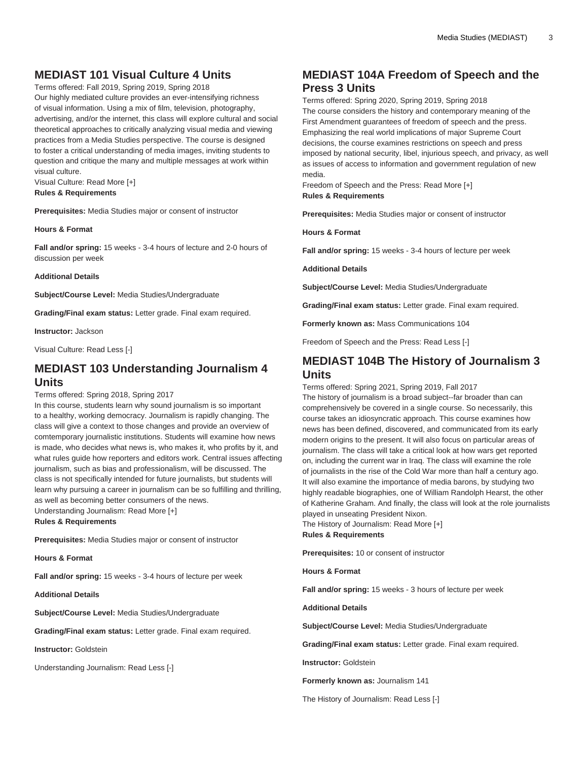## MEDIAST 101 Visual Culture 4 Units

Terms offered: Fall 2019, Spring 2019, Spring 2018

Our highly mediated culture provides an ever-intensifying richness of visual information. Using a mix of film, television, photography, advertising, and/or the internet, this class will explore cultural and social theoretical approaches to critically analyzing visual media and viewing practices from a Media Studies perspective. The course is designed to foster a critical understanding of media images, inviting students to question and critique the many and multiple messages at work within visual culture.

Visual Culture: Read More [+]

**Rules & Requirements**

**Prerequisites:** Media Studies major or consent of instructor

**Hours & Format**

**Fall and/or spring:** 15 weeks - 3-4 hours of lecture and 2-0 hours of discussion per week

**Additional Details**

**Subject/Course Level:** Media Studies/Undergraduate

**Grading/Final exam status:** Letter grade. Final exam required.

**Instructor:** Jackson

Visual Culture: Read Less [-]

## MEDIAST 103 Understanding Journalism 4 Units

Terms offered: Spring 2018, Spring 2017

In this course, students learn why sound journalism is so important to a healthy, working democracy. Journalism is rapidly changing. The class will give a context to those changes and provide an overview of comtemporary journalistic institutions. Students will examine how news is made, who decides what news is, who makes it, who profits by it, and what rules guide how reporters and editors work. Central issues affecting journalism, such as bias and professionalism, will be discussed. The class is not specifically intended for future journalists, but students will learn why pursuing a career in journalism can be so fulfilling and thrilling, as well as becoming better consumers of the news.

Understanding Journalism: Read More [+]

**Rules & Requirements**

**Prerequisites:** Media Studies major or consent of instructor

**Hours & Format**

**Fall and/or spring:** 15 weeks - 3-4 hours of lecture per week

**Additional Details**

**Subject/Course Level:** Media Studies/Undergraduate

**Grading/Final exam status:** Letter grade. Final exam required.

**Instructor:** Goldstein

Understanding Journalism: Read Less [-]

## MEDIAST 104A Freedom of Speech and the Press 3 Units

Terms offered: Spring 2020, Spring 2019, Spring 2018

The course considers the history and contemporary meaning of the First Amendment guarantees of freedom of speech and the press. Emphasizing the real world implications of major Supreme Court decisions, the course examines restrictions on speech and press imposed by national security, libel, injurious speech, and privacy, as well as issues of access to information and government regulation of new media.

Freedom of Speech and the Press: Read More [+]

**Rules & Requirements**

**Prerequisites:** Media Studies major or consent of instructor

**Hours & Format**

**Fall and/or spring:** 15 weeks - 3-4 hours of lecture per week

**Additional Details**

**Subject/Course Level:** Media Studies/Undergraduate

**Grading/Final exam status:** Letter grade. Final exam required.

**Formerly known as:** Mass Communications 104

Freedom of Speech and the Press: Read Less [-]

## MEDIAST 104B The History of Journalism 3 Units

Terms offered: Spring 2021, Spring 2019, Fall 2017

The history of journalism is a broad subject--far broader than can comprehensively be covered in a single course. So necessarily, this course takes an idiosyncratic approach. This course examines how news has been defined, discovered, and communicated from its early modern origins to the present. It will also focus on particular areas of journalism. The class will take a critical look at how wars get reported on, including the current war in Iraq. The class will examine the role of journalists in the rise of the Cold War more than half a century ago. It will also examine the importance of media barons, by studying two highly readable biographies, one of William Randolph Hearst, the other of Katherine Graham. And finally, the class will look at the role journalists played in unseating President Nixon.

The History of Journalism: Read More [+]

**Rules & Requirements**

**Prerequisites:** 10 or consent of instructor

**Hours & Format**

**Fall and/or spring:** 15 weeks - 3 hours of lecture per week

**Additional Details**

**Subject/Course Level:** Media Studies/Undergraduate

**Grading/Final exam status:** Letter grade. Final exam required.

**Instructor:** Goldstein

**Formerly known as:** Journalism 141

The History of Journalism: Read Less [-]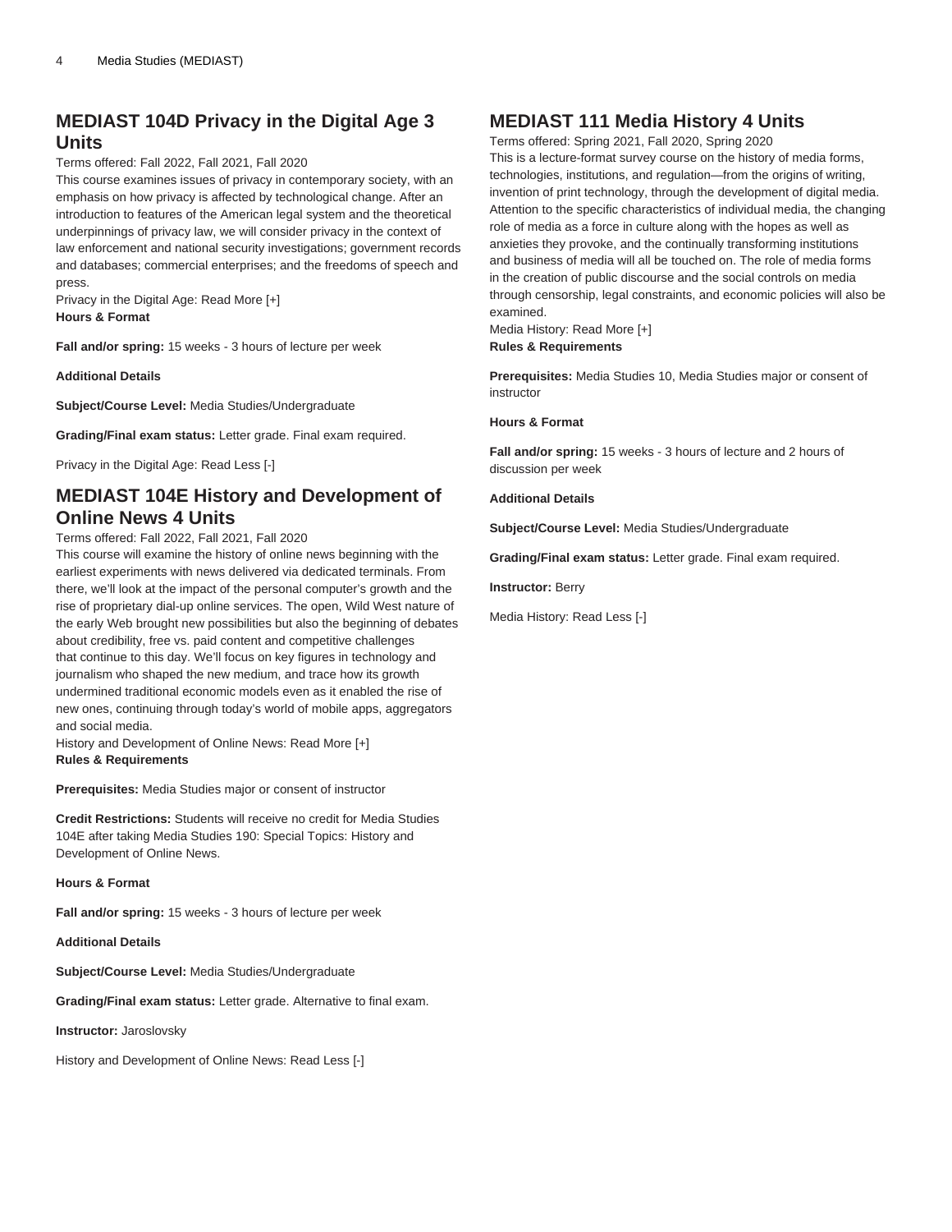## MEDIAST 104D Privacy in the Digital Age 3 Units

Terms offered: Fall 2022, Fall 2021, Fall 2020

This course examines issues of privacy in contemporary society, with an emphasis on how privacy is affected by technological change. After an introduction to features of the American legal system and the theoretical underpinnings of privacy law, we will consider privacy in the context of law enforcement and national security investigations; government records and databases; commercial enterprises; and the freedoms of speech and press.

Privacy in the Digital Age: Read More [+]

**Hours & Format**

**Fall and/or spring:** 15 weeks - 3 hours of lecture per week

**Additional Details**

**Subject/Course Level:** Media Studies/Undergraduate

**Grading/Final exam status:** Letter grade. Final exam required.

Privacy in the Digital Age: Read Less [-]

## MEDIAST 104E History and Development of Online News 4 Units

Terms offered: Fall 2022, Fall 2021, Fall 2020

This course will examine the history of online news beginning with the earliest experiments with news delivered via dedicated terminals. From there, we'll look at the impact of the personal computer's growth and the rise of proprietary dial-up online services. The open, Wild West nature of the early Web brought new possibilities but also the beginning of debates about credibility, free vs. paid content and competitive challenges that continue to this day. We'll focus on key figures in technology and journalism who shaped the new medium, and trace how its growth undermined traditional economic models even as it enabled the rise of new ones, continuing through today's world of mobile apps, aggregators and social media.

History and Development of Online News: Read More [+]

**Rules & Requirements**

**Prerequisites:** Media Studies major or consent of instructor

**Credit Restrictions:** Students will receive no credit for Media Studies 104E after taking Media Studies 190: Special Topics: History and Development of Online News.

**Hours & Format**

**Fall and/or spring:** 15 weeks - 3 hours of lecture per week

**Additional Details**

**Subject/Course Level:** Media Studies/Undergraduate

**Grading/Final exam status:** Letter grade. Alternative to final exam.

**Instructor:** Jaroslovsky

History and Development of Online News: Read Less [-]

## MEDIAST 111 Media History 4 Units

Terms offered: Spring 2021, Fall 2020, Spring 2020

This is a lecture-format survey course on the history of media forms, technologies, institutions, and regulation—from the origins of writing, invention of print technology, through the development of digital media. Attention to the specific characteristics of individual media, the changing role of media as a force in culture along with the hopes as well as anxieties they provoke, and the continually transforming institutions and business of media will all be touched on. The role of media forms in the creation of public discourse and the social controls on media through censorship, legal constraints, and economic policies will also be examined.

Media History: Read More [+]

**Rules & Requirements**

**Prerequisites:** Media Studies 10, Media Studies major or consent of instructor

**Hours & Format**

**Fall and/or spring:** 15 weeks - 3 hours of lecture and 2 hours of discussion per week

**Additional Details**

**Subject/Course Level:** Media Studies/Undergraduate

**Grading/Final exam status:** Letter grade. Final exam required.

**Instructor:** Berry

Media History: Read Less [-]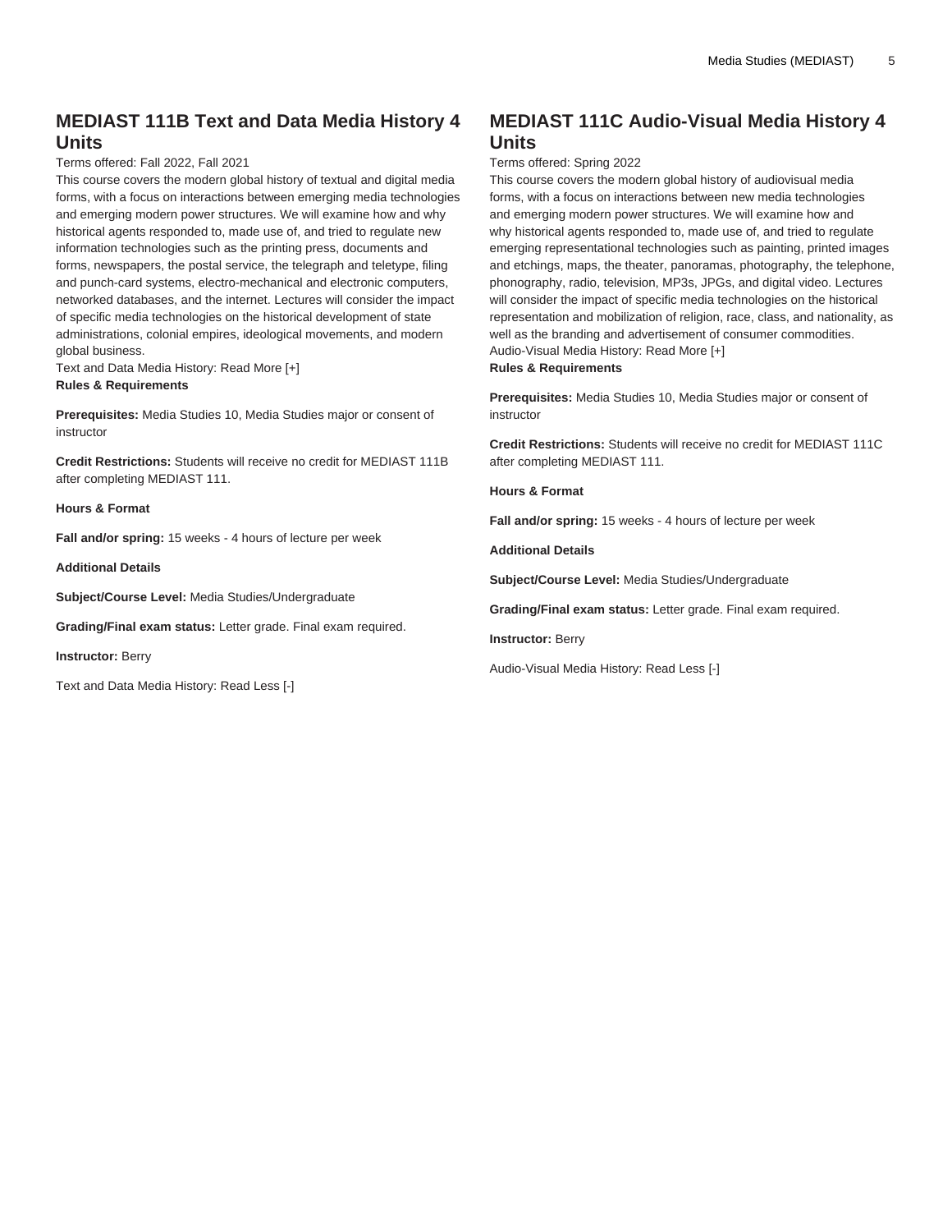## MEDIAST 111B Text and Data Media History 4 Units

Terms offered: Fall 2022, Fall 2021
This course covers the modern global history of textual and digital media forms, with a focus on interactions between emerging media technologies and emerging modern power structures. We will examine how and why historical agents responded to, made use of, and tried to regulate new information technologies such as the printing press, documents and forms, newspapers, the postal service, the telegraph and teletype, filing and punch-card systems, electro-mechanical and electronic computers, networked databases, and the internet. Lectures will consider the impact of specific media technologies on the historical development of state administrations, colonial empires, ideological movements, and modern global business.
Text and Data Media History: Read More [+]

**Rules & Requirements**

**Prerequisites:** Media Studies 10, Media Studies major or consent of instructor

**Credit Restrictions:** Students will receive no credit for MEDIAST 111B after completing MEDIAST 111.

**Hours & Format**

**Fall and/or spring:** 15 weeks - 4 hours of lecture per week

**Additional Details**

**Subject/Course Level:** Media Studies/Undergraduate

**Grading/Final exam status:** Letter grade. Final exam required.

**Instructor:** Berry

Text and Data Media History: Read Less [-]

## MEDIAST 111C Audio-Visual Media History 4 Units

Terms offered: Spring 2022
This course covers the modern global history of audiovisual media forms, with a focus on interactions between new media technologies and emerging modern power structures. We will examine how and why historical agents responded to, made use of, and tried to regulate emerging representational technologies such as painting, printed images and etchings, maps, the theater, panoramas, photography, the telephone, phonography, radio, television, MP3s, JPGs, and digital video. Lectures will consider the impact of specific media technologies on the historical representation and mobilization of religion, race, class, and nationality, as well as the branding and advertisement of consumer commodities.
Audio-Visual Media History: Read More [+]

**Rules & Requirements**

**Prerequisites:** Media Studies 10, Media Studies major or consent of instructor

**Credit Restrictions:** Students will receive no credit for MEDIAST 111C after completing MEDIAST 111.

**Hours & Format**

**Fall and/or spring:** 15 weeks - 4 hours of lecture per week

**Additional Details**

**Subject/Course Level:** Media Studies/Undergraduate

**Grading/Final exam status:** Letter grade. Final exam required.

**Instructor:** Berry

Audio-Visual Media History: Read Less [-]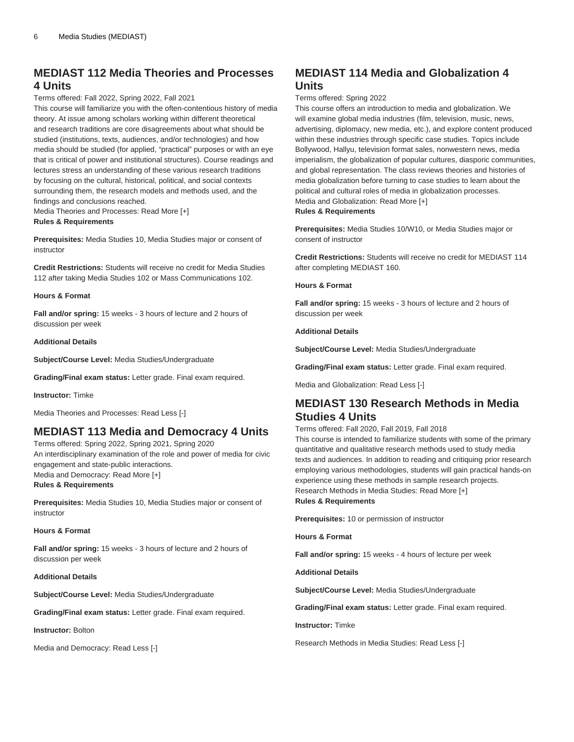## MEDIAST 112 Media Theories and Processes 4 Units

Terms offered: Fall 2022, Spring 2022, Fall 2021

This course will familiarize you with the often-contentious history of media theory. At issue among scholars working within different theoretical and research traditions are core disagreements about what should be studied (institutions, texts, audiences, and/or technologies) and how media should be studied (for applied, "practical" purposes or with an eye that is critical of power and institutional structures). Course readings and lectures stress an understanding of these various research traditions by focusing on the cultural, historical, political, and social contexts surrounding them, the research models and methods used, and the findings and conclusions reached.

Media Theories and Processes: Read More [+]

**Rules & Requirements**

**Prerequisites:** Media Studies 10, Media Studies major or consent of instructor

**Credit Restrictions:** Students will receive no credit for Media Studies 112 after taking Media Studies 102 or Mass Communications 102.

**Hours & Format**

**Fall and/or spring:** 15 weeks - 3 hours of lecture and 2 hours of discussion per week

**Additional Details**

**Subject/Course Level:** Media Studies/Undergraduate

**Grading/Final exam status:** Letter grade. Final exam required.

**Instructor:** Timke

Media Theories and Processes: Read Less [-]

## MEDIAST 113 Media and Democracy 4 Units

Terms offered: Spring 2022, Spring 2021, Spring 2020

An interdisciplinary examination of the role and power of media for civic engagement and state-public interactions.

Media and Democracy: Read More [+]

**Rules & Requirements**

**Prerequisites:** Media Studies 10, Media Studies major or consent of instructor

**Hours & Format**

**Fall and/or spring:** 15 weeks - 3 hours of lecture and 2 hours of discussion per week

**Additional Details**

**Subject/Course Level:** Media Studies/Undergraduate

**Grading/Final exam status:** Letter grade. Final exam required.

**Instructor:** Bolton

Media and Democracy: Read Less [-]

## MEDIAST 114 Media and Globalization 4 Units

Terms offered: Spring 2022

This course offers an introduction to media and globalization. We will examine global media industries (film, television, music, news, advertising, diplomacy, new media, etc.), and explore content produced within these industries through specific case studies. Topics include Bollywood, Hallyu, television format sales, nonwestern news, media imperialism, the globalization of popular cultures, diasporic communities, and global representation. The class reviews theories and histories of media globalization before turning to case studies to learn about the political and cultural roles of media in globalization processes.

Media and Globalization: Read More [+]

**Rules & Requirements**

**Prerequisites:** Media Studies 10/W10, or Media Studies major or consent of instructor

**Credit Restrictions:** Students will receive no credit for MEDIAST 114 after completing MEDIAST 160.

**Hours & Format**

**Fall and/or spring:** 15 weeks - 3 hours of lecture and 2 hours of discussion per week

**Additional Details**

**Subject/Course Level:** Media Studies/Undergraduate

**Grading/Final exam status:** Letter grade. Final exam required.

Media and Globalization: Read Less [-]

## MEDIAST 130 Research Methods in Media Studies 4 Units

Terms offered: Fall 2020, Fall 2019, Fall 2018

This course is intended to familiarize students with some of the primary quantitative and qualitative research methods used to study media texts and audiences. In addition to reading and critiquing prior research employing various methodologies, students will gain practical hands-on experience using these methods in sample research projects.

Research Methods in Media Studies: Read More [+]

**Rules & Requirements**

**Prerequisites:** 10 or permission of instructor

**Hours & Format**

**Fall and/or spring:** 15 weeks - 4 hours of lecture per week

**Additional Details**

**Subject/Course Level:** Media Studies/Undergraduate

**Grading/Final exam status:** Letter grade. Final exam required.

**Instructor:** Timke

Research Methods in Media Studies: Read Less [-]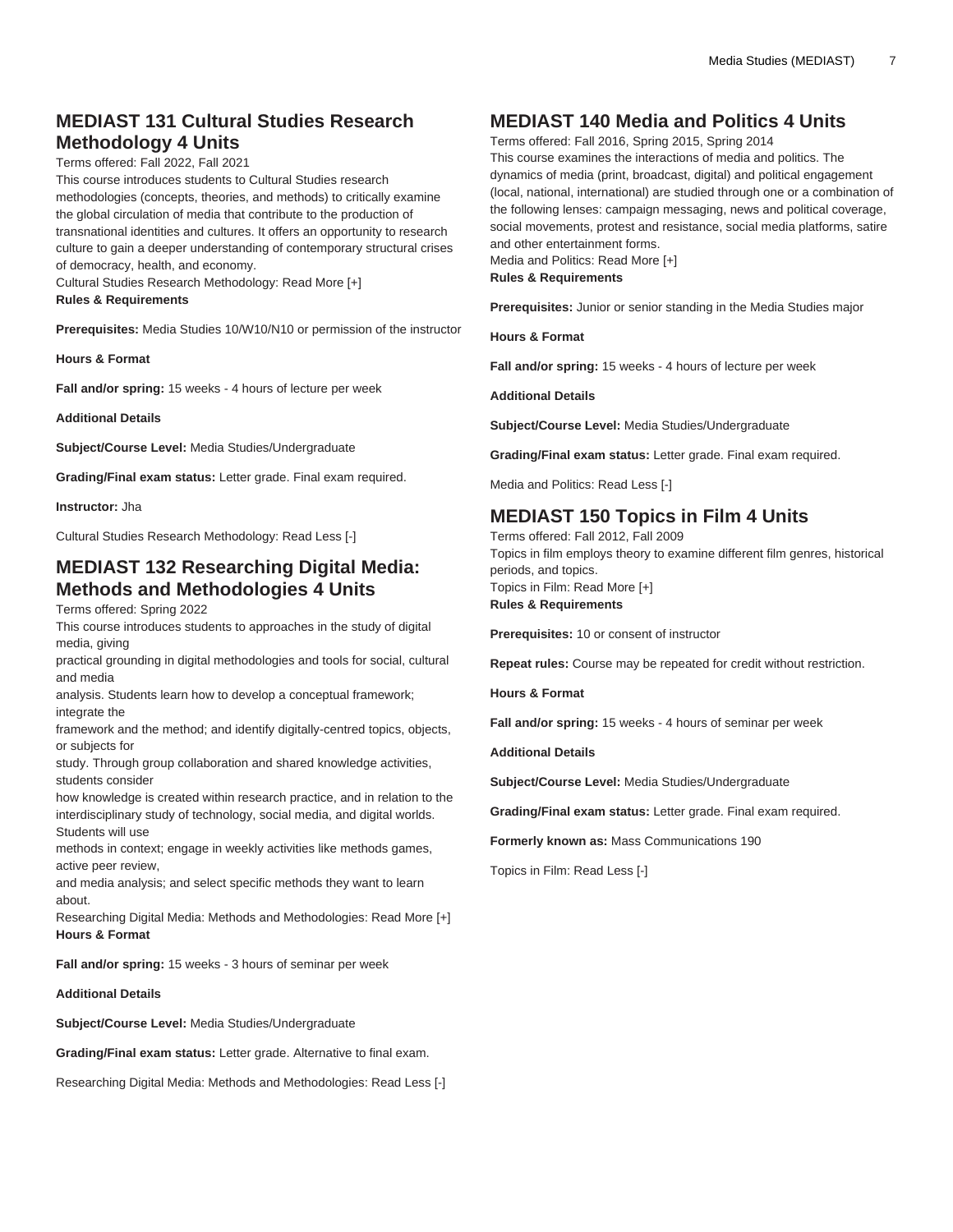## MEDIAST 131 Cultural Studies Research Methodology 4 Units

Terms offered: Fall 2022, Fall 2021

This course introduces students to Cultural Studies research methodologies (concepts, theories, and methods) to critically examine the global circulation of media that contribute to the production of transnational identities and cultures. It offers an opportunity to research culture to gain a deeper understanding of contemporary structural crises of democracy, health, and economy.

Cultural Studies Research Methodology: Read More [+]

**Rules & Requirements**

**Prerequisites:** Media Studies 10/W10/N10 or permission of the instructor

**Hours & Format**

**Fall and/or spring:** 15 weeks - 4 hours of lecture per week

**Additional Details**

**Subject/Course Level:** Media Studies/Undergraduate

**Grading/Final exam status:** Letter grade. Final exam required.

**Instructor:** Jha

Cultural Studies Research Methodology: Read Less [-]

## MEDIAST 132 Researching Digital Media: Methods and Methodologies 4 Units

Terms offered: Spring 2022

This course introduces students to approaches in the study of digital media, giving practical grounding in digital methodologies and tools for social, cultural and media analysis. Students learn how to develop a conceptual framework; integrate the framework and the method; and identify digitally-centred topics, objects, or subjects for study. Through group collaboration and shared knowledge activities, students consider how knowledge is created within research practice, and in relation to the interdisciplinary study of technology, social media, and digital worlds. Students will use methods in context; engage in weekly activities like methods games, active peer review, and media analysis; and select specific methods they want to learn about.

Researching Digital Media: Methods and Methodologies: Read More [+]

**Hours & Format**

**Fall and/or spring:** 15 weeks - 3 hours of seminar per week

**Additional Details**

**Subject/Course Level:** Media Studies/Undergraduate

**Grading/Final exam status:** Letter grade. Alternative to final exam.

Researching Digital Media: Methods and Methodologies: Read Less [-]

## MEDIAST 140 Media and Politics 4 Units

Terms offered: Fall 2016, Spring 2015, Spring 2014

This course examines the interactions of media and politics. The dynamics of media (print, broadcast, digital) and political engagement (local, national, international) are studied through one or a combination of the following lenses: campaign messaging, news and political coverage, social movements, protest and resistance, social media platforms, satire and other entertainment forms.

Media and Politics: Read More [+]

**Rules & Requirements**

**Prerequisites:** Junior or senior standing in the Media Studies major

**Hours & Format**

**Fall and/or spring:** 15 weeks - 4 hours of lecture per week

**Additional Details**

**Subject/Course Level:** Media Studies/Undergraduate

**Grading/Final exam status:** Letter grade. Final exam required.

Media and Politics: Read Less [-]

## MEDIAST 150 Topics in Film 4 Units

Terms offered: Fall 2012, Fall 2009

Topics in film employs theory to examine different film genres, historical periods, and topics.

Topics in Film: Read More [+]

**Rules & Requirements**

**Prerequisites:** 10 or consent of instructor

**Repeat rules:** Course may be repeated for credit without restriction.

**Hours & Format**

**Fall and/or spring:** 15 weeks - 4 hours of seminar per week

**Additional Details**

**Subject/Course Level:** Media Studies/Undergraduate

**Grading/Final exam status:** Letter grade. Final exam required.

**Formerly known as:** Mass Communications 190

Topics in Film: Read Less [-]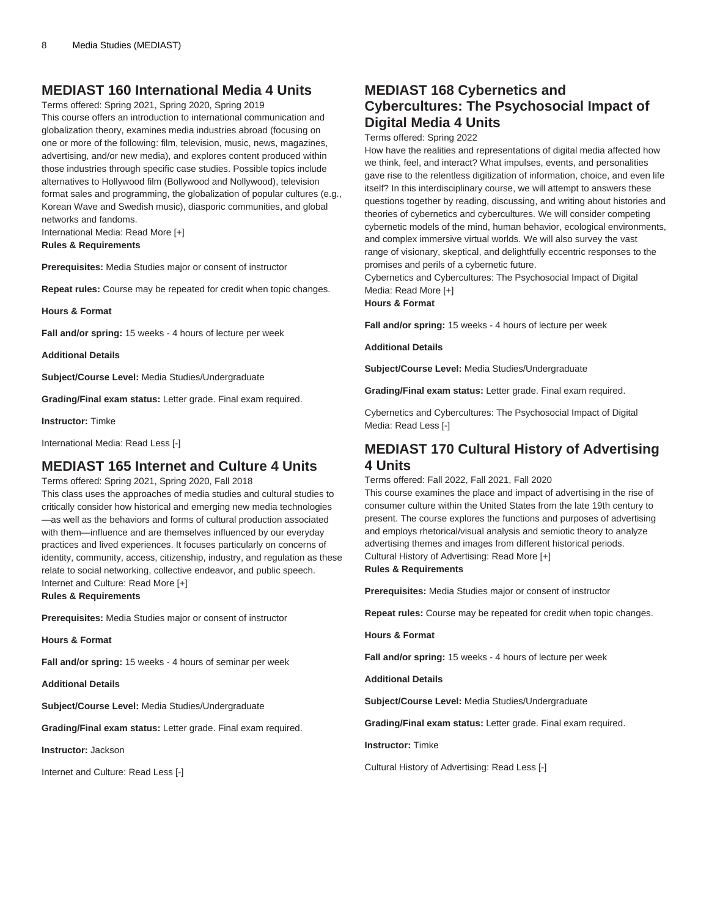## MEDIAST 160 International Media 4 Units

Terms offered: Spring 2021, Spring 2020, Spring 2019

This course offers an introduction to international communication and globalization theory, examines media industries abroad (focusing on one or more of the following: film, television, music, news, magazines, advertising, and/or new media), and explores content produced within those industries through specific case studies. Possible topics include alternatives to Hollywood film (Bollywood and Nollywood), television format sales and programming, the globalization of popular cultures (e.g., Korean Wave and Swedish music), diasporic communities, and global networks and fandoms.

International Media: Read More [+]

**Rules & Requirements**

**Prerequisites:** Media Studies major or consent of instructor

**Repeat rules:** Course may be repeated for credit when topic changes.

**Hours & Format**

**Fall and/or spring:** 15 weeks - 4 hours of lecture per week

**Additional Details**

**Subject/Course Level:** Media Studies/Undergraduate

**Grading/Final exam status:** Letter grade. Final exam required.

**Instructor:** Timke

International Media: Read Less [-]

## MEDIAST 165 Internet and Culture 4 Units

Terms offered: Spring 2021, Spring 2020, Fall 2018

This class uses the approaches of media studies and cultural studies to critically consider how historical and emerging new media technologies —as well as the behaviors and forms of cultural production associated with them—influence and are themselves influenced by our everyday practices and lived experiences. It focuses particularly on concerns of identity, community, access, citizenship, industry, and regulation as these relate to social networking, collective endeavor, and public speech.

Internet and Culture: Read More [+]

**Rules & Requirements**

**Prerequisites:** Media Studies major or consent of instructor

**Hours & Format**

**Fall and/or spring:** 15 weeks - 4 hours of seminar per week

**Additional Details**

**Subject/Course Level:** Media Studies/Undergraduate

**Grading/Final exam status:** Letter grade. Final exam required.

**Instructor:** Jackson

Internet and Culture: Read Less [-]

## MEDIAST 168 Cybernetics and Cybercultures: The Psychosocial Impact of Digital Media 4 Units

Terms offered: Spring 2022

How have the realities and representations of digital media affected how we think, feel, and interact? What impulses, events, and personalities gave rise to the relentless digitization of information, choice, and even life itself? In this interdisciplinary course, we will attempt to answers these questions together by reading, discussing, and writing about histories and theories of cybernetics and cybercultures. We will consider competing cybernetic models of the mind, human behavior, ecological environments, and complex immersive virtual worlds. We will also survey the vast range of visionary, skeptical, and delightfully eccentric responses to the promises and perils of a cybernetic future.

Cybernetics and Cybercultures: The Psychosocial Impact of Digital Media: Read More [+]

**Hours & Format**

**Fall and/or spring:** 15 weeks - 4 hours of lecture per week

**Additional Details**

**Subject/Course Level:** Media Studies/Undergraduate

**Grading/Final exam status:** Letter grade. Final exam required.

Cybernetics and Cybercultures: The Psychosocial Impact of Digital Media: Read Less [-]

## MEDIAST 170 Cultural History of Advertising 4 Units

Terms offered: Fall 2022, Fall 2021, Fall 2020

This course examines the place and impact of advertising in the rise of consumer culture within the United States from the late 19th century to present. The course explores the functions and purposes of advertising and employs rhetorical/visual analysis and semiotic theory to analyze advertising themes and images from different historical periods.

Cultural History of Advertising: Read More [+]

**Rules & Requirements**

**Prerequisites:** Media Studies major or consent of instructor

**Repeat rules:** Course may be repeated for credit when topic changes.

**Hours & Format**

**Fall and/or spring:** 15 weeks - 4 hours of lecture per week

**Additional Details**

**Subject/Course Level:** Media Studies/Undergraduate

**Grading/Final exam status:** Letter grade. Final exam required.

**Instructor:** Timke

Cultural History of Advertising: Read Less [-]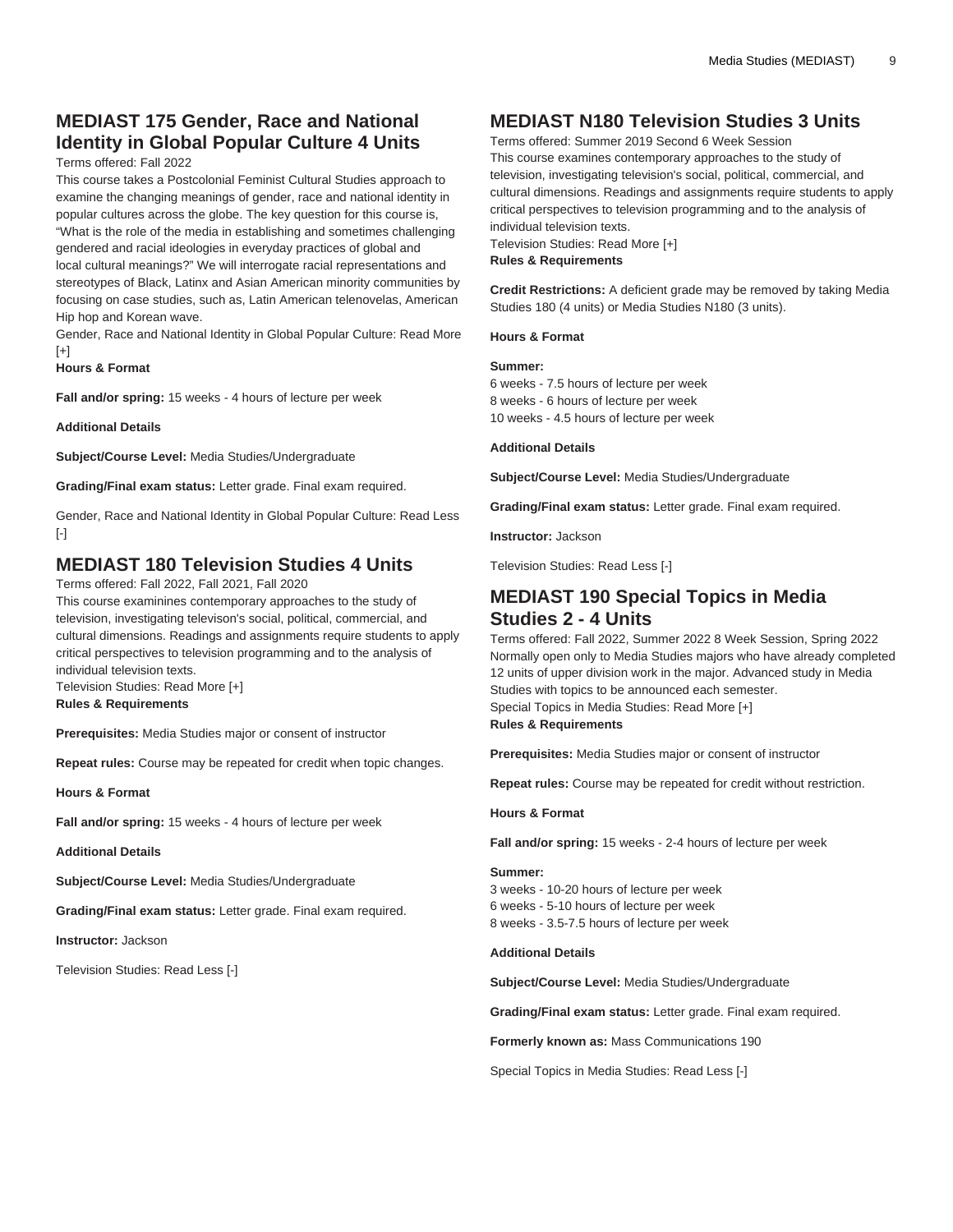## MEDIAST 175 Gender, Race and National Identity in Global Popular Culture 4 Units

Terms offered: Fall 2022

This course takes a Postcolonial Feminist Cultural Studies approach to examine the changing meanings of gender, race and national identity in popular cultures across the globe. The key question for this course is, "What is the role of the media in establishing and sometimes challenging gendered and racial ideologies in everyday practices of global and local cultural meanings?" We will interrogate racial representations and stereotypes of Black, Latinx and Asian American minority communities by focusing on case studies, such as, Latin American telenovelas, American Hip hop and Korean wave.

Gender, Race and National Identity in Global Popular Culture: Read More [+]

**Hours & Format**

**Fall and/or spring:** 15 weeks - 4 hours of lecture per week

**Additional Details**

**Subject/Course Level:** Media Studies/Undergraduate

**Grading/Final exam status:** Letter grade. Final exam required.

Gender, Race and National Identity in Global Popular Culture: Read Less [-]

## MEDIAST 180 Television Studies 4 Units

Terms offered: Fall 2022, Fall 2021, Fall 2020

This course examinines contemporary approaches to the study of television, investigating televison's social, political, commercial, and cultural dimensions. Readings and assignments require students to apply critical perspectives to television programming and to the analysis of individual television texts.

Television Studies: Read More [+]

**Rules & Requirements**

**Prerequisites:** Media Studies major or consent of instructor

**Repeat rules:** Course may be repeated for credit when topic changes.

**Hours & Format**

**Fall and/or spring:** 15 weeks - 4 hours of lecture per week

**Additional Details**

**Subject/Course Level:** Media Studies/Undergraduate

**Grading/Final exam status:** Letter grade. Final exam required.

**Instructor:** Jackson

Television Studies: Read Less [-]

## MEDIAST N180 Television Studies 3 Units

Terms offered: Summer 2019 Second 6 Week Session

This course examines contemporary approaches to the study of television, investigating television's social, political, commercial, and cultural dimensions. Readings and assignments require students to apply critical perspectives to television programming and to the analysis of individual television texts.

Television Studies: Read More [+]

**Rules & Requirements**

**Credit Restrictions:** A deficient grade may be removed by taking Media Studies 180 (4 units) or Media Studies N180 (3 units).

**Hours & Format**

**Summer:**
6 weeks - 7.5 hours of lecture per week
8 weeks - 6 hours of lecture per week
10 weeks - 4.5 hours of lecture per week

**Additional Details**

**Subject/Course Level:** Media Studies/Undergraduate

**Grading/Final exam status:** Letter grade. Final exam required.

**Instructor:** Jackson

Television Studies: Read Less [-]

## MEDIAST 190 Special Topics in Media Studies 2 - 4 Units

Terms offered: Fall 2022, Summer 2022 8 Week Session, Spring 2022

Normally open only to Media Studies majors who have already completed 12 units of upper division work in the major. Advanced study in Media Studies with topics to be announced each semester.

Special Topics in Media Studies: Read More [+]

**Rules & Requirements**

**Prerequisites:** Media Studies major or consent of instructor

**Repeat rules:** Course may be repeated for credit without restriction.

**Hours & Format**

**Fall and/or spring:** 15 weeks - 2-4 hours of lecture per week

**Summer:**
3 weeks - 10-20 hours of lecture per week
6 weeks - 5-10 hours of lecture per week
8 weeks - 3.5-7.5 hours of lecture per week

**Additional Details**

**Subject/Course Level:** Media Studies/Undergraduate

**Grading/Final exam status:** Letter grade. Final exam required.

**Formerly known as:** Mass Communications 190

Special Topics in Media Studies: Read Less [-]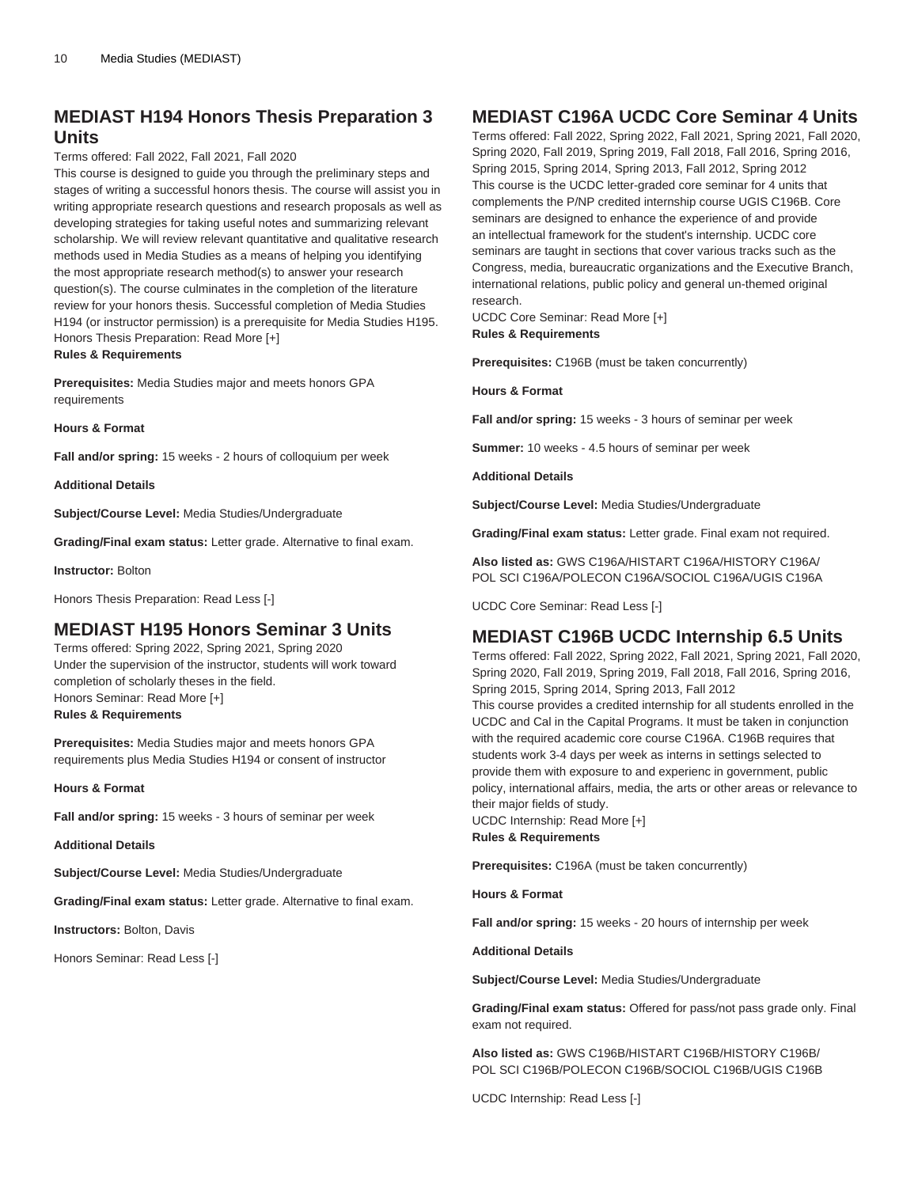## MEDIAST H194 Honors Thesis Preparation 3 Units

Terms offered: Fall 2022, Fall 2021, Fall 2020

This course is designed to guide you through the preliminary steps and stages of writing a successful honors thesis. The course will assist you in writing appropriate research questions and research proposals as well as developing strategies for taking useful notes and summarizing relevant scholarship. We will review relevant quantitative and qualitative research methods used in Media Studies as a means of helping you identifying the most appropriate research method(s) to answer your research question(s). The course culminates in the completion of the literature review for your honors thesis. Successful completion of Media Studies H194 (or instructor permission) is a prerequisite for Media Studies H195.

Honors Thesis Preparation: Read More [+]

**Rules & Requirements**

**Prerequisites:** Media Studies major and meets honors GPA requirements

**Hours & Format**

**Fall and/or spring:** 15 weeks - 2 hours of colloquium per week

**Additional Details**

**Subject/Course Level:** Media Studies/Undergraduate

**Grading/Final exam status:** Letter grade. Alternative to final exam.

**Instructor:** Bolton

Honors Thesis Preparation: Read Less [-]

## MEDIAST H195 Honors Seminar 3 Units

Terms offered: Spring 2022, Spring 2021, Spring 2020

Under the supervision of the instructor, students will work toward completion of scholarly theses in the field.

Honors Seminar: Read More [+]

**Rules & Requirements**

**Prerequisites:** Media Studies major and meets honors GPA requirements plus Media Studies H194 or consent of instructor

**Hours & Format**

**Fall and/or spring:** 15 weeks - 3 hours of seminar per week

**Additional Details**

**Subject/Course Level:** Media Studies/Undergraduate

**Grading/Final exam status:** Letter grade. Alternative to final exam.

**Instructors:** Bolton, Davis

Honors Seminar: Read Less [-]

## MEDIAST C196A UCDC Core Seminar 4 Units

Terms offered: Fall 2022, Spring 2022, Fall 2021, Spring 2021, Fall 2020, Spring 2020, Fall 2019, Spring 2019, Fall 2018, Fall 2016, Spring 2016, Spring 2015, Spring 2014, Spring 2013, Fall 2012, Spring 2012

This course is the UCDC letter-graded core seminar for 4 units that complements the P/NP credited internship course UGIS C196B. Core seminars are designed to enhance the experience of and provide an intellectual framework for the student's internship. UCDC core seminars are taught in sections that cover various tracks such as the Congress, media, bureaucratic organizations and the Executive Branch, international relations, public policy and general un-themed original research.

UCDC Core Seminar: Read More [+]

**Rules & Requirements**

**Prerequisites:** C196B (must be taken concurrently)

**Hours & Format**

**Fall and/or spring:** 15 weeks - 3 hours of seminar per week

**Summer:** 10 weeks - 4.5 hours of seminar per week

**Additional Details**

**Subject/Course Level:** Media Studies/Undergraduate

**Grading/Final exam status:** Letter grade. Final exam not required.

**Also listed as:** GWS C196A/HISTART C196A/HISTORY C196A/POL SCI C196A/POLECON C196A/SOCIOL C196A/UGIS C196A

UCDC Core Seminar: Read Less [-]

## MEDIAST C196B UCDC Internship 6.5 Units

Terms offered: Fall 2022, Spring 2022, Fall 2021, Spring 2021, Fall 2020, Spring 2020, Fall 2019, Spring 2019, Fall 2018, Fall 2016, Spring 2016, Spring 2015, Spring 2014, Spring 2013, Fall 2012

This course provides a credited internship for all students enrolled in the UCDC and Cal in the Capital Programs. It must be taken in conjunction with the required academic core course C196A. C196B requires that students work 3-4 days per week as interns in settings selected to provide them with exposure to and experienc in government, public policy, international affairs, media, the arts or other areas or relevance to their major fields of study.

UCDC Internship: Read More [+]

**Rules & Requirements**

**Prerequisites:** C196A (must be taken concurrently)

**Hours & Format**

**Fall and/or spring:** 15 weeks - 20 hours of internship per week

**Additional Details**

**Subject/Course Level:** Media Studies/Undergraduate

**Grading/Final exam status:** Offered for pass/not pass grade only. Final exam not required.

**Also listed as:** GWS C196B/HISTART C196B/HISTORY C196B/POL SCI C196B/POLECON C196B/SOCIOL C196B/UGIS C196B

UCDC Internship: Read Less [-]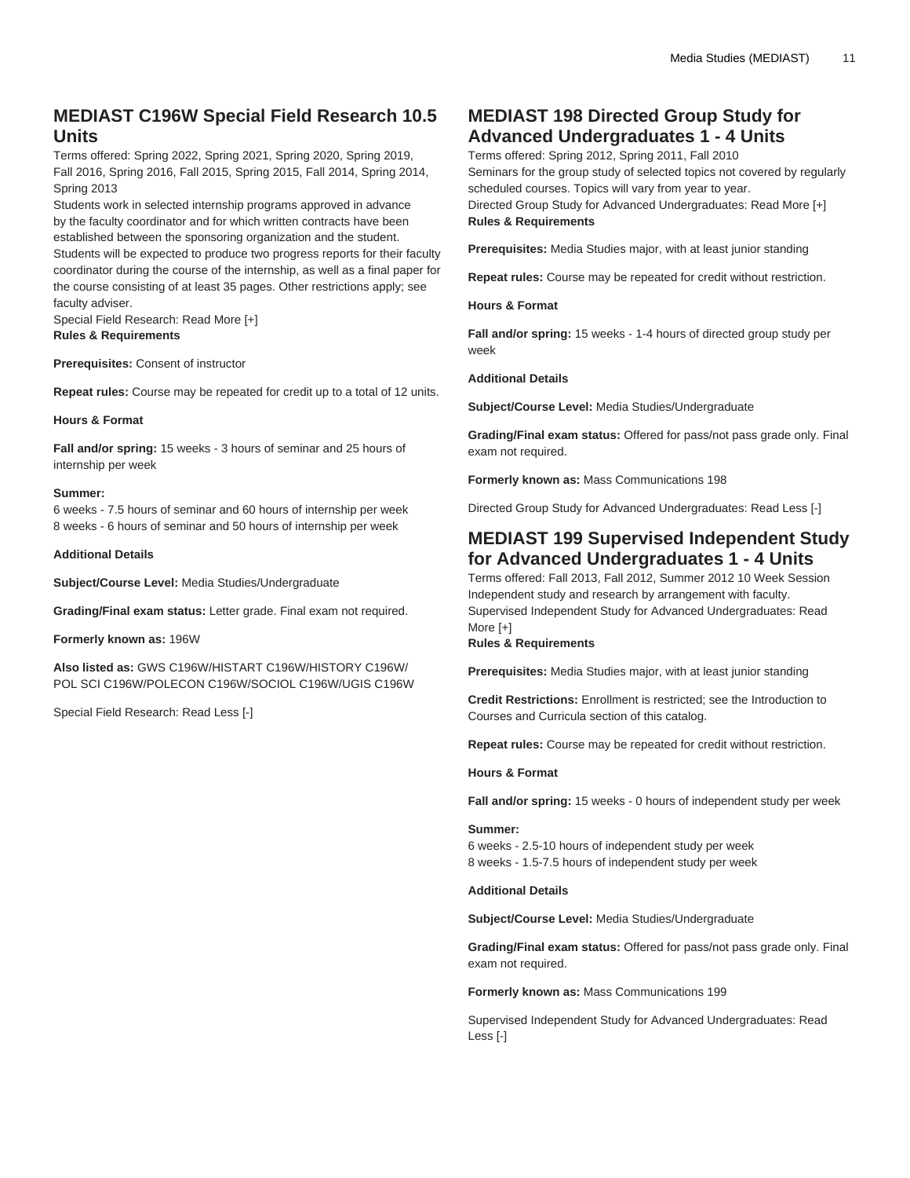## MEDIAST C196W Special Field Research 10.5 Units

Terms offered: Spring 2022, Spring 2021, Spring 2020, Spring 2019, Fall 2016, Spring 2016, Fall 2015, Spring 2015, Fall 2014, Spring 2014, Spring 2013

Students work in selected internship programs approved in advance by the faculty coordinator and for which written contracts have been established between the sponsoring organization and the student. Students will be expected to produce two progress reports for their faculty coordinator during the course of the internship, as well as a final paper for the course consisting of at least 35 pages. Other restrictions apply; see faculty adviser.

Special Field Research: Read More [+]

**Rules & Requirements**

**Prerequisites:** Consent of instructor

**Repeat rules:** Course may be repeated for credit up to a total of 12 units.

**Hours & Format**

**Fall and/or spring:** 15 weeks - 3 hours of seminar and 25 hours of internship per week

**Summer:**
6 weeks - 7.5 hours of seminar and 60 hours of internship per week
8 weeks - 6 hours of seminar and 50 hours of internship per week

**Additional Details**

**Subject/Course Level:** Media Studies/Undergraduate

**Grading/Final exam status:** Letter grade. Final exam not required.

**Formerly known as:** 196W

**Also listed as:** GWS C196W/HISTART C196W/HISTORY C196W/ POL SCI C196W/POLECON C196W/SOCIOL C196W/UGIS C196W

Special Field Research: Read Less [-]

## MEDIAST 198 Directed Group Study for Advanced Undergraduates 1 - 4 Units

Terms offered: Spring 2012, Spring 2011, Fall 2010

Seminars for the group study of selected topics not covered by regularly scheduled courses. Topics will vary from year to year.

Directed Group Study for Advanced Undergraduates: Read More [+]

**Rules & Requirements**

**Prerequisites:** Media Studies major, with at least junior standing

**Repeat rules:** Course may be repeated for credit without restriction.

**Hours & Format**

**Fall and/or spring:** 15 weeks - 1-4 hours of directed group study per week

**Additional Details**

**Subject/Course Level:** Media Studies/Undergraduate

**Grading/Final exam status:** Offered for pass/not pass grade only. Final exam not required.

**Formerly known as:** Mass Communications 198

Directed Group Study for Advanced Undergraduates: Read Less [-]

## MEDIAST 199 Supervised Independent Study for Advanced Undergraduates 1 - 4 Units

Terms offered: Fall 2013, Fall 2012, Summer 2012 10 Week Session

Independent study and research by arrangement with faculty.

Supervised Independent Study for Advanced Undergraduates: Read More [+]

**Rules & Requirements**

**Prerequisites:** Media Studies major, with at least junior standing

**Credit Restrictions:** Enrollment is restricted; see the Introduction to Courses and Curricula section of this catalog.

**Repeat rules:** Course may be repeated for credit without restriction.

**Hours & Format**

**Fall and/or spring:** 15 weeks - 0 hours of independent study per week

**Summer:**
6 weeks - 2.5-10 hours of independent study per week
8 weeks - 1.5-7.5 hours of independent study per week

**Additional Details**

**Subject/Course Level:** Media Studies/Undergraduate

**Grading/Final exam status:** Offered for pass/not pass grade only. Final exam not required.

**Formerly known as:** Mass Communications 199

Supervised Independent Study for Advanced Undergraduates: Read Less [-]